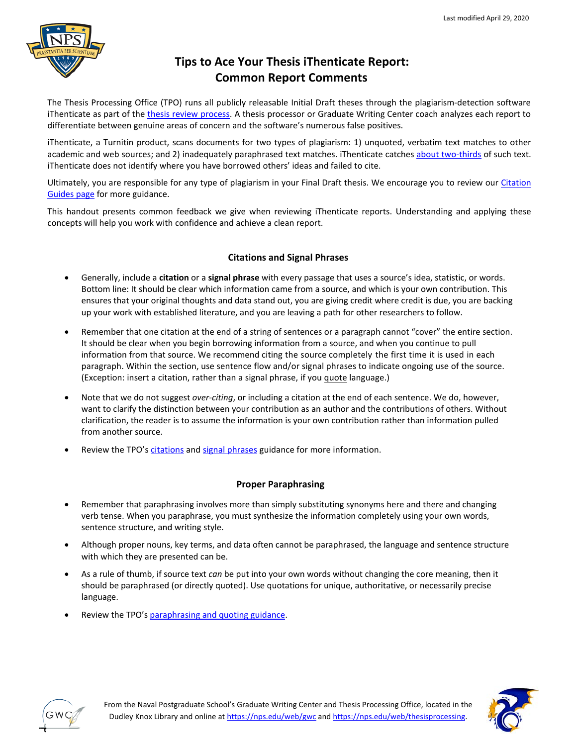# Tips to Ace Your Thesis iThenticate Report: Common Report Comments

The Thesis Processing Office (TPO) runs all publicly releasable Initial Draft theses through the plagiarism-detection software iThenticate as part of the thesis review process. A thesis processor or Graduate Writing Center coach analyzes each report to differentiate between genuine areas of concern and the software's numerous false positives.

iThenticate, a Turnitin product, scans documents for two types of plagiarism: 1) unquoted, verbatim text matches to other academic and web sources; and 2) inadequately paraphrased text matches. iThenticate catches about two-thirds of such text. iThenticate does not identify where you have borrowed others' ideas and failed to cite.

Ultimately, you are responsible for any type of plagiarism in your Final Draft thesis. We encourage you to review our Citation Guides page for more guidance.

This handout presents common feedback we give when reviewing iThenticate reports. Understanding and applying these concepts will help you work with confidence and achieve a clean report.

## Citations and Signal Phrases

- Generally, include a **citation** or a **signal phrase** with every passage that uses a source's idea, statistic, or words. Bottom line: It should be clear which information came from a source, and which is your own contribution. This ensures that your original thoughts and data stand out, you are giving credit where credit is due, you are backing up your work with established literature, and you are leaving a path for other researchers to follow.
- Remember that one citation at the end of a string of sentences or a paragraph cannot "cover" the entire section. It should be clear when you begin borrowing information from a source, and when you continue to pull information from that source. We recommend citing the source completely the first time it is used in each paragraph. Within the section, use sentence flow and/or signal phrases to indicate ongoing use of the source. (Exception: insert a citation, rather than a signal phrase, if you quote language.)
- Note that we do not suggest *over-citing*, or including a citation at the end of each sentence. We do, however, want to clarify the distinction between your contribution as an author and the contributions of others. Without clarification, the reader is to assume the information is your own contribution rather than information pulled from another source.
- Review the TPO's citations and signal phrases guidance for more information.

## Proper Paraphrasing

- Remember that paraphrasing involves more than simply substituting synonyms here and there and changing verb tense. When you paraphrase, you must synthesize the information completely using your own words, sentence structure, and writing style.
- Although proper nouns, key terms, and data often cannot be paraphrased, the language and sentence structure with which they are presented can be.
- As a rule of thumb, if source text *can* be put into your own words without changing the core meaning, then it should be paraphrased (or directly quoted). Use quotations for unique, authoritative, or necessarily precise language.
- Review the TPO's paraphrasing and quoting guidance.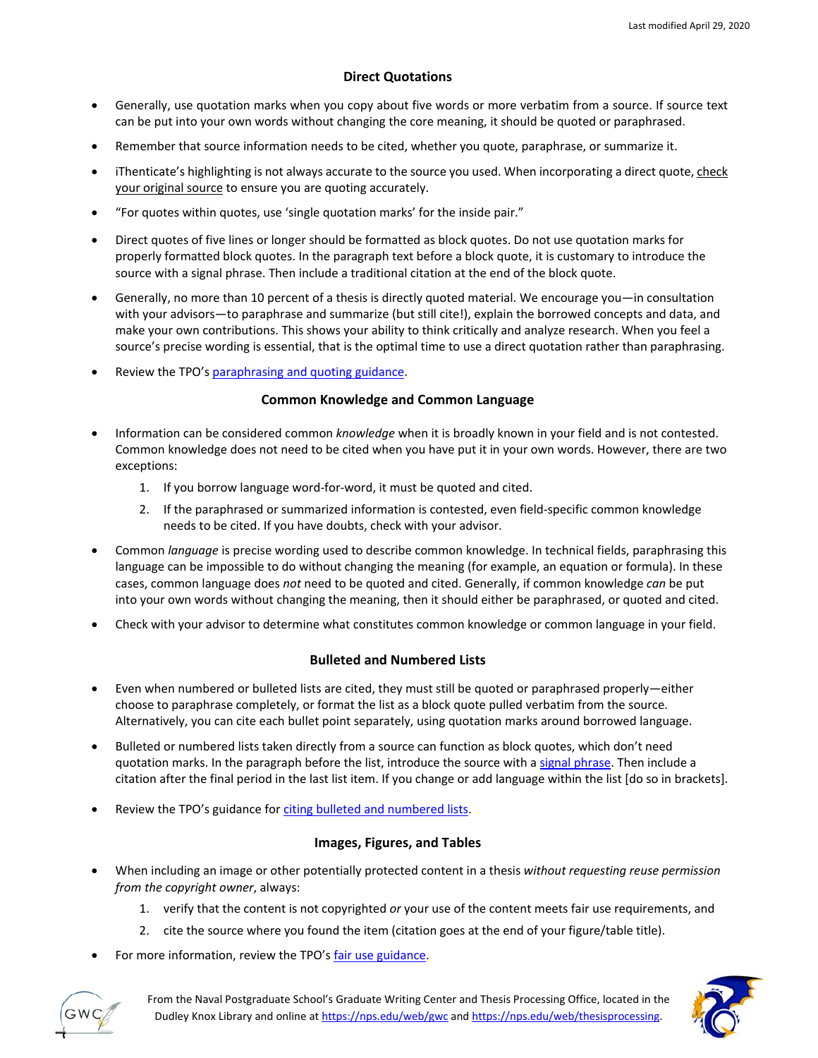## Direct Quotations

- Generally, use quotation marks when you copy about five words or more verbatim from a source. If source text can be put into your own words without changing the core meaning, it should be quoted or paraphrased.
- Remember that source information needs to be cited, whether you quote, paraphrase, or summarize it.
- iThenticate's highlighting is not always accurate to the source you used. When incorporating a direct quote, check your original source to ensure you are quoting accurately.
- "For quotes within quotes, use 'single quotation marks' for the inside pair."
- Direct quotes of five lines or longer should be formatted as block quotes. Do not use quotation marks for properly formatted block quotes. In the paragraph text before a block quote, it is customary to introduce the source with a signal phrase. Then include a traditional citation at the end of the block quote.
- Generally, no more than 10 percent of a thesis is directly quoted material. We encourage you—in consultation with your advisors—to paraphrase and summarize (but still cite!), explain the borrowed concepts and data, and make your own contributions. This shows your ability to think critically and analyze research. When you feel a source's precise wording is essential, that is the optimal time to use a direct quotation rather than paraphrasing.
- Review the TPO's paraphrasing and quoting guidance.

## Common Knowledge and Common Language

- Information can be considered common *knowledge* when it is broadly known in your field and is not contested. Common knowledge does not need to be cited when you have put it in your own words. However, there are two exceptions:
    1. If you borrow language word-for-word, it must be quoted and cited.
    2. If the paraphrased or summarized information is contested, even field-specific common knowledge needs to be cited. If you have doubts, check with your advisor.
- Common *language* is precise wording used to describe common knowledge. In technical fields, paraphrasing this language can be impossible to do without changing the meaning (for example, an equation or formula). In these cases, common language does *not* need to be quoted and cited. Generally, if common knowledge *can* be put into your own words without changing the meaning, then it should either be paraphrased, or quoted and cited.
- Check with your advisor to determine what constitutes common knowledge or common language in your field.

## Bulleted and Numbered Lists

- Even when numbered or bulleted lists are cited, they must still be quoted or paraphrased properly—either choose to paraphrase completely, or format the list as a block quote pulled verbatim from the source. Alternatively, you can cite each bullet point separately, using quotation marks around borrowed language.
- Bulleted or numbered lists taken directly from a source can function as block quotes, which don't need quotation marks. In the paragraph before the list, introduce the source with a signal phrase. Then include a citation after the final period in the last list item. If you change or add language within the list [do so in brackets].
- Review the TPO's guidance for citing bulleted and numbered lists.

## Images, Figures, and Tables

- When including an image or other potentially protected content in a thesis *without requesting reuse permission from the copyright owner*, always:
    1. verify that the content is not copyrighted *or* your use of the content meets fair use requirements, and
    2. cite the source where you found the item (citation goes at the end of your figure/table title).
- For more information, review the TPO's fair use guidance.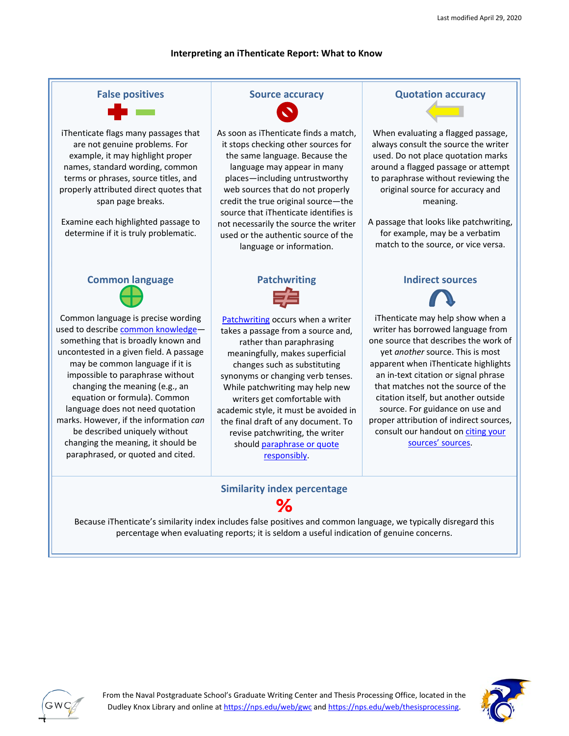# Interpreting an iThenticate Report: What to Know

### False positives

iThenticate flags many passages that are not genuine problems. For example, it may highlight proper names, standard wording, common terms or phrases, source titles, and properly attributed direct quotes that span page breaks.

Examine each highlighted passage to determine if it is truly problematic.

### Source accuracy

As soon as iThenticate finds a match, it stops checking other sources for the same language. Because the language may appear in many places—including untrustworthy web sources that do not properly credit the true original source—the source that iThenticate identifies is not necessarily the source the writer used or the authentic source of the language or information.

### Quotation accuracy

When evaluating a flagged passage, always consult the source the writer used. Do not place quotation marks around a flagged passage or attempt to paraphrase without reviewing the original source for accuracy and meaning.

A passage that looks like patchwriting, for example, may be a verbatim match to the source, or vice versa.

### Common language

Common language is precise wording used to describe common knowledge—something that is broadly known and uncontested in a given field. A passage may be common language if it is impossible to paraphrase without changing the meaning (e.g., an equation or formula). Common language does not need quotation marks. However, if the information *can* be described uniquely without changing the meaning, it should be paraphrased, or quoted and cited.

### Patchwriting

Patchwriting occurs when a writer takes a passage from a source and, rather than paraphrasing meaningfully, makes superficial changes such as substituting synonyms or changing verb tenses. While patchwriting may help new writers get comfortable with academic style, it must be avoided in the final draft of any document. To revise patchwriting, the writer should paraphrase or quote responsibly.

### Indirect sources

iThenticate may help show when a writer has borrowed language from one source that describes the work of yet *another* source. This is most apparent when iThenticate highlights an in-text citation or signal phrase that matches not the source of the citation itself, but another outside source. For guidance on use and proper attribution of indirect sources, consult our handout on citing your sources' sources.

### Similarity index percentage

Because iThenticate's similarity index includes false positives and common language, we typically disregard this percentage when evaluating reports; it is seldom a useful indication of genuine concerns.

From the Naval Postgraduate School's Graduate Writing Center and Thesis Processing Office, located in the Dudley Knox Library and online at https://nps.edu/web/gwc and https://nps.edu/web/thesisprocessing.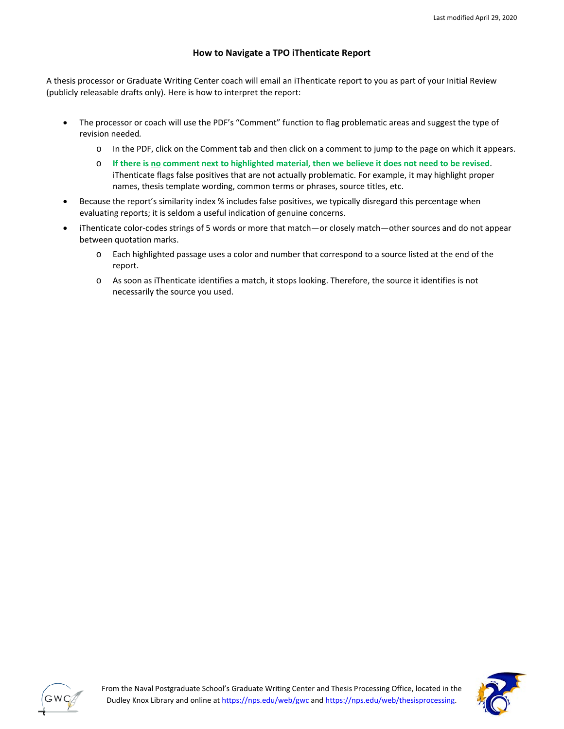Last modified April 29, 2020

## How to Navigate a TPO iThenticate Report

A thesis processor or Graduate Writing Center coach will email an iThenticate report to you as part of your Initial Review (publicly releasable drafts only). Here is how to interpret the report:

- The processor or coach will use the PDF's "Comment" function to flag problematic areas and suggest the type of revision needed.
  - In the PDF, click on the Comment tab and then click on a comment to jump to the page on which it appears.
  - **If there is no comment next to highlighted material, then we believe it does not need to be revised**. iThenticate flags false positives that are not actually problematic. For example, it may highlight proper names, thesis template wording, common terms or phrases, source titles, etc.
- Because the report's similarity index % includes false positives, we typically disregard this percentage when evaluating reports; it is seldom a useful indication of genuine concerns.
- iThenticate color-codes strings of 5 words or more that match—or closely match—other sources and do not appear between quotation marks.
  - Each highlighted passage uses a color and number that correspond to a source listed at the end of the report.
  - As soon as iThenticate identifies a match, it stops looking. Therefore, the source it identifies is not necessarily the source you used.

From the Naval Postgraduate School's Graduate Writing Center and Thesis Processing Office, located in the Dudley Knox Library and online at https://nps.edu/web/gwc and https://nps.edu/web/thesisprocessing.